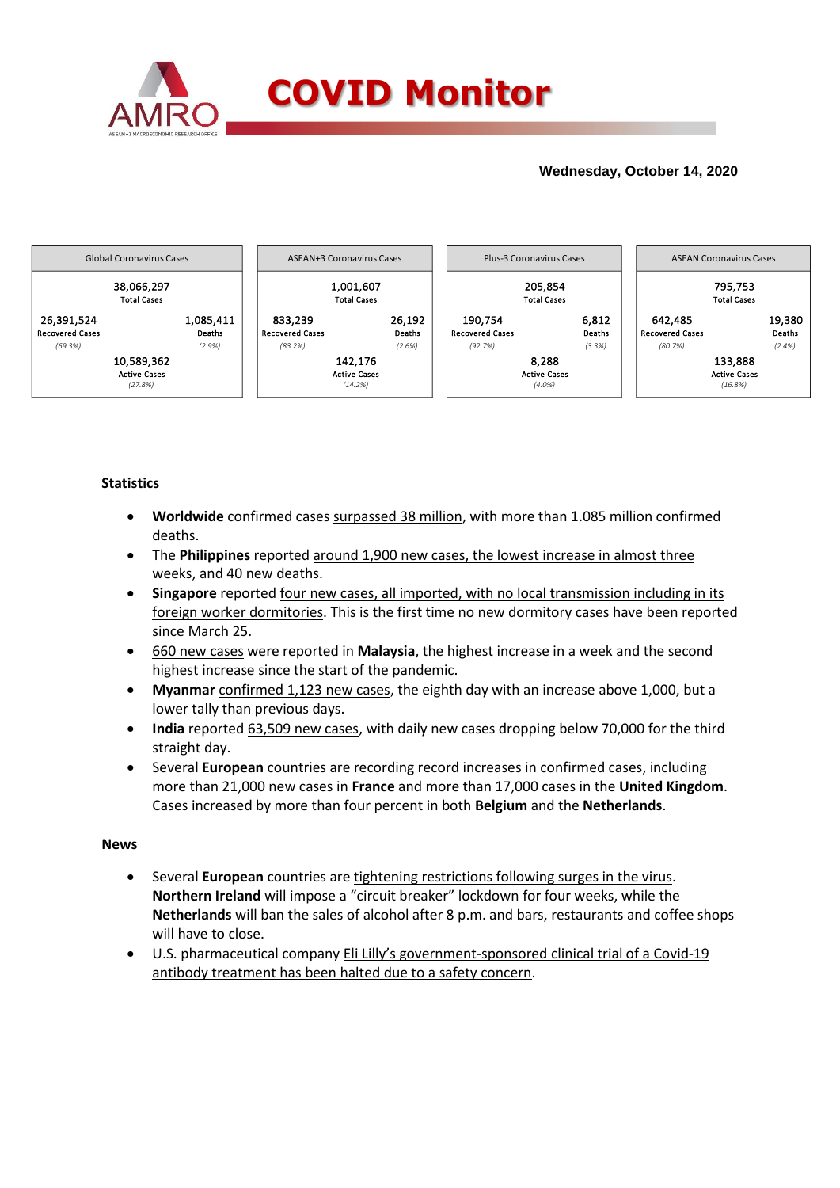# COVID Monitor

**Wednesday, October 14, 2020**

| Global Coronavirus Cases | | |
|---|---|---|
| | 38,066,297 Total Cases | |
| 26,391,524 Recovered Cases *(69.3%)* | | 1,085,411 Deaths *(2.9%)* |
| | 10,589,362 Active Cases *(27.8%)* | |

| ASEAN+3 Coronavirus Cases | | |
|---|---|---|
| | 1,001,607 Total Cases | |
| 833,239 Recovered Cases *(83.2%)* | | 26,192 Deaths *(2.6%)* |
| | 142,176 Active Cases *(14.2%)* | |

| Plus-3 Coronavirus Cases | | |
|---|---|---|
| | 205,854 Total Cases | |
| 190,754 Recovered Cases *(92.7%)* | | 6,812 Deaths *(3.3%)* |
| | 8,288 Active Cases *(4.0%)* | |

| ASEAN Coronavirus Cases | | |
|---|---|---|
| | 795,753 Total Cases | |
| 642,485 Recovered Cases *(80.7%)* | | 19,380 Deaths *(2.4%)* |
| | 133,888 Active Cases *(16.8%)* | |

### Statistics

- **Worldwide** confirmed cases surpassed 38 million, with more than 1.085 million confirmed deaths.
- The **Philippines** reported around 1,900 new cases, the lowest increase in almost three weeks, and 40 new deaths.
- **Singapore** reported four new cases, all imported, with no local transmission including in its foreign worker dormitories. This is the first time no new dormitory cases have been reported since March 25.
- 660 new cases were reported in **Malaysia**, the highest increase in a week and the second highest increase since the start of the pandemic.
- **Myanmar** confirmed 1,123 new cases, the eighth day with an increase above 1,000, but a lower tally than previous days.
- **India** reported 63,509 new cases, with daily new cases dropping below 70,000 for the third straight day.
- Several **European** countries are recording record increases in confirmed cases, including more than 21,000 new cases in **France** and more than 17,000 cases in the **United Kingdom**. Cases increased by more than four percent in both **Belgium** and the **Netherlands**.

### News

- Several **European** countries are tightening restrictions following surges in the virus. **Northern Ireland** will impose a "circuit breaker" lockdown for four weeks, while the **Netherlands** will ban the sales of alcohol after 8 p.m. and bars, restaurants and coffee shops will have to close.
- U.S. pharmaceutical company Eli Lilly's government-sponsored clinical trial of a Covid-19 antibody treatment has been halted due to a safety concern.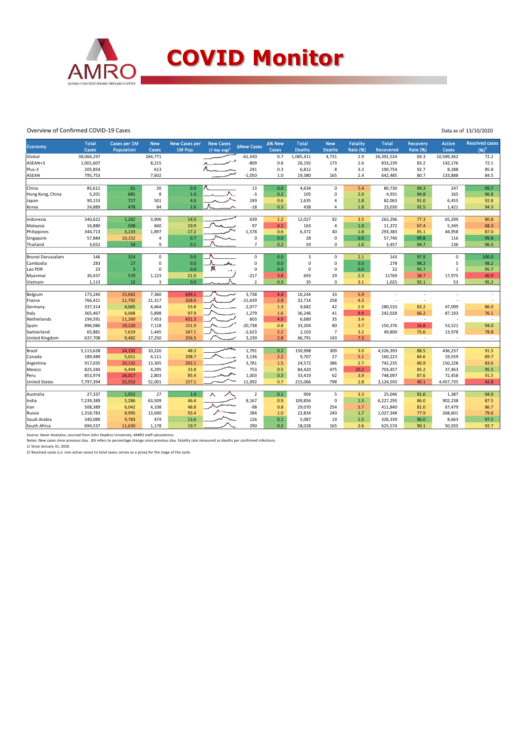# COVID Monitor

Overview of Confirmed COVID-19 Cases

Data as of 13/10/2020

| Economy | Total Cases | Cases per 1M Population | New Cases | New Cases per 1M Pop. | New Cases (7-day avg)[1] | ΔNew Cases | Δ% New Cases | Total Deaths | New Deaths | Fatality Rate (%) | Total Recovered | Recovery Rate (%) | Active Cases | Resolved cases (%)[2] |
|---|---|---|---|---|---|---|---|---|---|---|---|---|---|---|
| Global | 38,066,297 | | 264,771 | | | -61,430 | 0.7 | 1,085,411 | 4,731 | 2.9 | 26,391,524 | 69.3 | 10,589,362 | 72.2 |
| ASEAN+3 | 1,001,607 | | 8,215 | | | -809 | 0.8 | 26,192 | 173 | 2.6 | 833,239 | 83.2 | 142,176 | 72.1 |
| Plus-3 | 205,854 | | 613 | | | 241 | 0.3 | 6,812 | 8 | 3.3 | 190,754 | 92.7 | 8,288 | 85.8 |
| ASEAN | 795,753 | | 7,602 | | | -1,050 | 1.0 | 19,380 | 165 | 2.4 | 642,485 | 80.7 | 133,888 | 84.5 |
| | | | | | | | | | | | | | | |
| China | 85,611 | 61 | 20 | 0.0 | | 13 | 0.0 | 4,634 | 0 | 5.4 | 80,730 | 94.3 | 247 | 99.7 |
| Hong Kong, China | 5,201 | 681 | 8 | 1.0 | | -3 | 0.2 | 105 | 0 | 2.0 | 4,931 | 94.8 | 165 | 96.8 |
| Japan | 90,153 | 717 | 501 | 4.0 | | 249 | 0.6 | 1,635 | 4 | 1.8 | 82,063 | 91.0 | 6,455 | 92.8 |
| Korea | 24,889 | 478 | 84 | 1.6 | | -18 | 0.3 | 438 | 4 | 1.8 | 23,030 | 92.5 | 1,421 | 94.3 |
| | | | | | | | | | | | | | | |
| Indonesia | 340,622 | 1,262 | 3,906 | 14.5 | | 639 | 1.2 | 12,027 | 92 | 3.5 | 263,296 | 77.3 | 65,299 | 80.8 |
| Malaysia | 16,880 | 508 | 660 | 19.9 | | 97 | 4.1 | 163 | 4 | 1.0 | 11,372 | 67.4 | 5,345 | 68.3 |
| Philippines | 344,713 | 3,133 | 1,897 | 17.2 | | -1,578 | 0.6 | 6,372 | 40 | 1.8 | 293,383 | 85.1 | 44,958 | 87.0 |
| Singapore | 57,884 | 10,152 | 4 | 0.7 | | 0 | 0.0 | 28 | 0 | 0.0 | 57,740 | 99.8 | 116 | 99.8 |
| Thailand | 3,652 | 54 | 9 | 0.1 | | 7 | 0.2 | 59 | 0 | 1.6 | 3,457 | 94.7 | 136 | 96.3 |
| | | | | | | | | | | | | | | |
| Brunei Darussalam | 146 | 324 | 0 | 0.0 | | 0 | 0.0 | 3 | 0 | 2.1 | 143 | 97.9 | 0 | 100.0 |
| Cambodia | 283 | 17 | 0 | 0.0 | | 0 | 0.0 | 0 | 0 | 0.0 | 278 | 98.2 | 5 | 98.2 |
| Lao PDR | 23 | 3 | 0 | 0.0 | | 0 | 0.0 | 0 | 0 | 0.0 | 22 | 95.7 | 1 | 95.7 |
| Myanmar | 30,437 | 570 | 1,123 | 21.0 | | -217 | 3.8 | 693 | 29 | 2.3 | 11769 | 38.7 | 17,975 | 40.9 |
| Vietnam | 1,113 | 12 | 3 | 0.0 | | 2 | 0.3 | 35 | 0 | 3.1 | 1,025 | 92.1 | 53 | 95.2 |
| | | | | | | | | | | | | | | |
| Belgium | 173,240 | 15,042 | 7,360 | 639.1 | | 3,738 | 4.4 | 10,244 | 33 | 5.9 | - | - | - | - |
| France | 766,421 | 11,792 | 21,317 | 328.0 | | -21,639 | 2.9 | 32,714 | 258 | 4.3 | - | - | - | - |
| Germany | 337,314 | 4,065 | 4,464 | 53.8 | | -2,077 | 1.3 | 9,682 | 42 | 2.9 | 280,533 | 83.2 | 47,099 | 86.0 |
| Italy | 365,467 | 6,068 | 5,898 | 97.9 | | 1,279 | 1.6 | 36,246 | 41 | 9.9 | 242,028 | 66.2 | 87,193 | 76.1 |
| Netherlands | 194,591 | 11,260 | 7,453 | 431.3 | | 603 | 4.0 | 6,689 | 35 | 3.4 | - | - | - | - |
| Spain | 896,086 | 19,120 | 7,118 | 151.9 | | -20,738 | 0.8 | 33,204 | 80 | 3.7 | 150,376 | 16.8 | 53,521 | 94.0 |
| Switzerland | 65,881 | 7,619 | 1,445 | 167.1 | | -2,623 | 2.2 | 2,103 | 7 | 3.2 | 49,800 | 75.6 | 13,978 | 78.8 |
| United Kingdom | 637,708 | 9,482 | 17,250 | 256.5 | | 3,239 | 2.8 | 46,791 | 143 | 7.3 | - | - | - | - |
| | | | | | | | | | | | | | | |
| Brazil | 5,113,628 | 24,192 | 10,220 | 48.3 | | 1,791 | 0.2 | 150,998 | 309 | 3.0 | 4,526,393 | 88.5 | 436,237 | 91.5 |
| Canada | 189,489 | 5,011 | 4,111 | 108.7 | | 3,136 | 2.2 | 9,707 | 27 | 5.1 | 160,223 | 84.6 | 19,559 | 89.7 |
| Argentina | 917,035 | 20,132 | 13,305 | 292.1 | | 3,781 | 1.5 | 24,572 | 386 | 2.7 | 742,235 | 80.9 | 150,228 | 83.6 |
| Mexico | 825,340 | 6,494 | 4,295 | 33.8 | | 753 | 0.5 | 84,420 | 475 | 10.2 | 703,457 | 85.2 | 37,463 | 95.5 |
| Peru | 853,974 | 26,017 | 2,803 | 85.4 | | 1,003 | 0.3 | 33,419 | 62 | 3.9 | 748,097 | 87.6 | 72,458 | 91.5 |
| United States | 7,797,394 | 23,553 | 52,001 | 157.1 | | 11,092 | 0.7 | 215,066 | 798 | 2.8 | 3,124,593 | 40.1 | 4,457,735 | 42.8 |
| | | | | | | | | | | | | | | |
| Australia | 27,337 | 1,052 | 27 | 1.0 | | 2 | 0.1 | 904 | 5 | 3.3 | 25,046 | 91.6 | 1,387 | 94.9 |
| India | 7,239,389 | 5,286 | 63,509 | 46.4 | | 8,167 | 0.9 | 109,856 | 0 | 1.5 | 6,227,295 | 86.0 | 902,238 | 87.5 |
| Iran | 508,389 | 6,042 | 4,108 | 48.8 | | -98 | 0.8 | 29,070 | 254 | 5.7 | 411,840 | 81.0 | 67,479 | 86.7 |
| Russia | 1,318,783 | 8,995 | 13,690 | 93.4 | | 284 | 1.0 | 22,834 | 240 | 1.7 | 1,027,348 | 77.9 | 268,601 | 79.6 |
| Saudi Arabia | 340,089 | 9,783 | 474 | 13.6 | | 126 | 0.1 | 5,087 | 19 | 1.5 | 326,339 | 96.0 | 8,663 | 97.5 |
| South Africa | 694,537 | 11,630 | 1,178 | 19.7 | | 290 | 0.2 | 18,028 | 165 | 2.6 | 625,574 | 90.1 | 50,935 | 92.7 |

Source: Haver Analytics, sourced from John Hopkins University; AMRO staff calculations.

Notes: New cases since previous day. Δ% refers to percentage change since previous day. Fatality rate measured as deaths per confirmed infections.

1/ Since January 31, 2020.

2/ Resolved cases (i.e. non-active cases) to total cases; serves as a proxy for the stage of the cycle.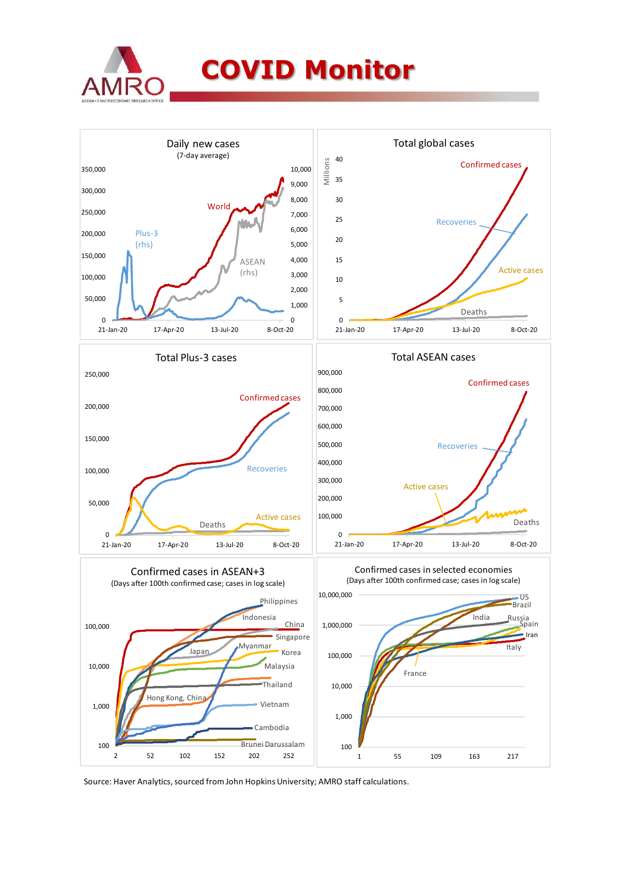# COVID Monitor

AMRO
ASEAN+3 MACROECONOMIC RESEARCH OFFICE

## Daily new cases
(7-day average)

350,000
300,000
250,000
200,000
150,000
100,000
50,000
0

10,000
9,000
8,000
7,000
6,000
5,000
4,000
3,000
2,000
1,000
0

World
Plus-3 (rhs)
ASEAN (rhs)

21-Jan-20 17-Apr-20 13-Jul-20 8-Oct-20

## Total global cases

Millions
40
35
30
25
20
15
10
5
0

Confirmed cases
Recoveries
Active cases
Deaths

21-Jan-20 17-Apr-20 13-Jul-20 8-Oct-20

## Total Plus-3 cases

250,000
200,000
150,000
100,000
50,000
0

Confirmed cases
Recoveries
Active cases
Deaths

21-Jan-20 17-Apr-20 13-Jul-20 8-Oct-20

## Total ASEAN cases

900,000
800,000
700,000
600,000
500,000
400,000
300,000
200,000
100,000
0

Confirmed cases
Recoveries
Active cases
Deaths

21-Jan-20 17-Apr-20 13-Jul-20 8-Oct-20

## Confirmed cases in ASEAN+3
(Days after 100th confirmed case; cases in log scale)

100,000
10,000
1,000
100

Philippines
Indonesia
China
Singapore
Myanmar
Japan
Korea
Malaysia
Thailand
Hong Kong, China
Vietnam
Cambodia
Brunei Darussalam

2 52 102 152 202 252

## Confirmed cases in selected economies
(Days after 100th confirmed case; cases in log scale)

10,000,000
1,000,000
100,000
10,000
1,000
100

US
Brazil
India
Russia
Spain
Iran
Italy
France

1 55 109 163 217

Source: Haver Analytics, sourced from John Hopkins University; AMRO staff calculations.